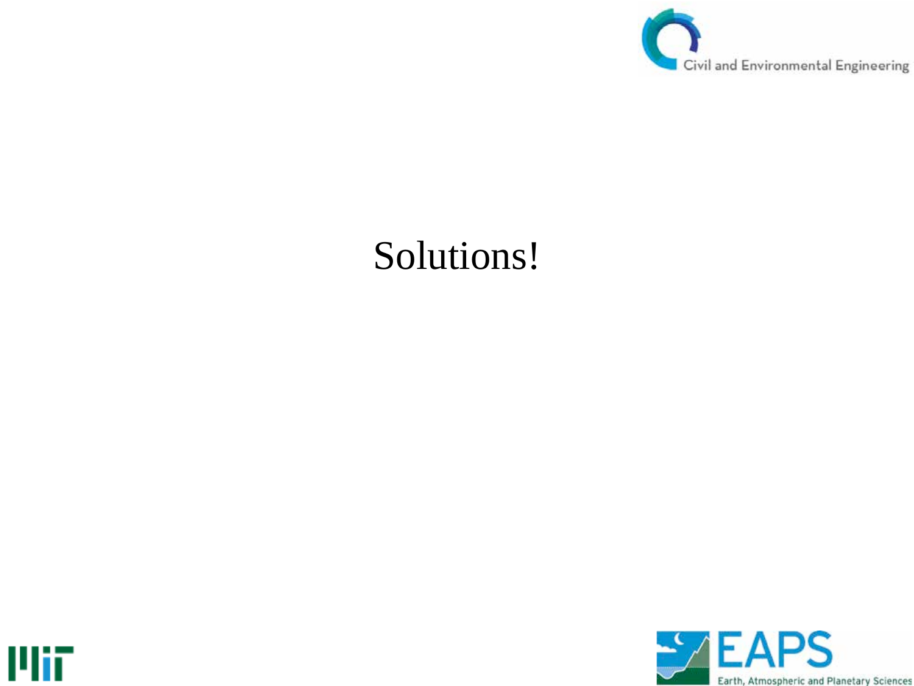# Solutions!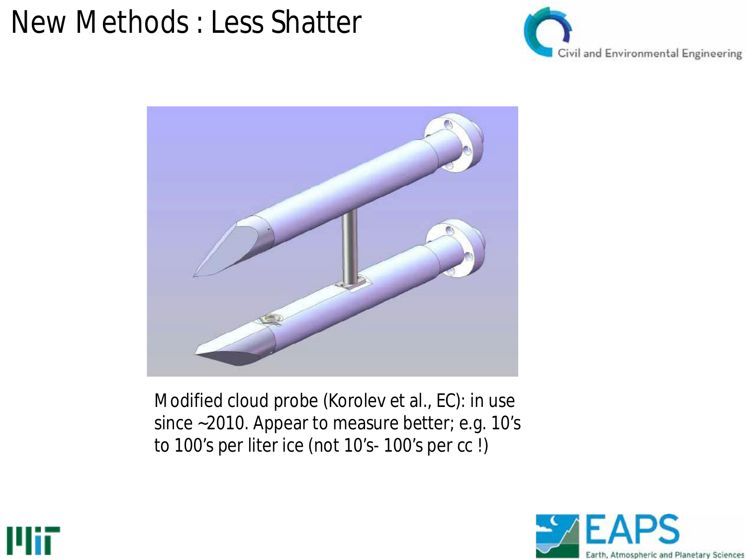# New Methods : Less Shatter

Modified cloud probe (Korolev et al., EC): in use since ~2010. Appear to measure better; e.g. 10's to 100's per liter ice (not 10's- 100's per cc !)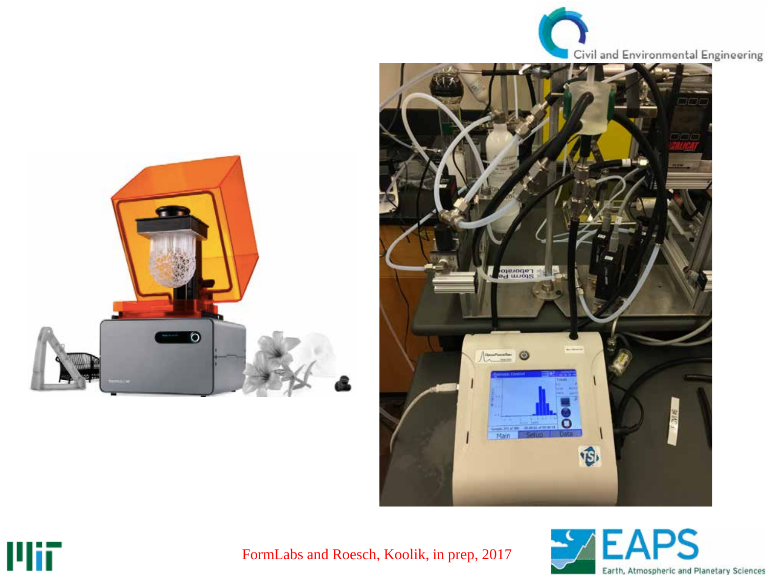FormLabs and Roesch, Koolik, in prep, 2017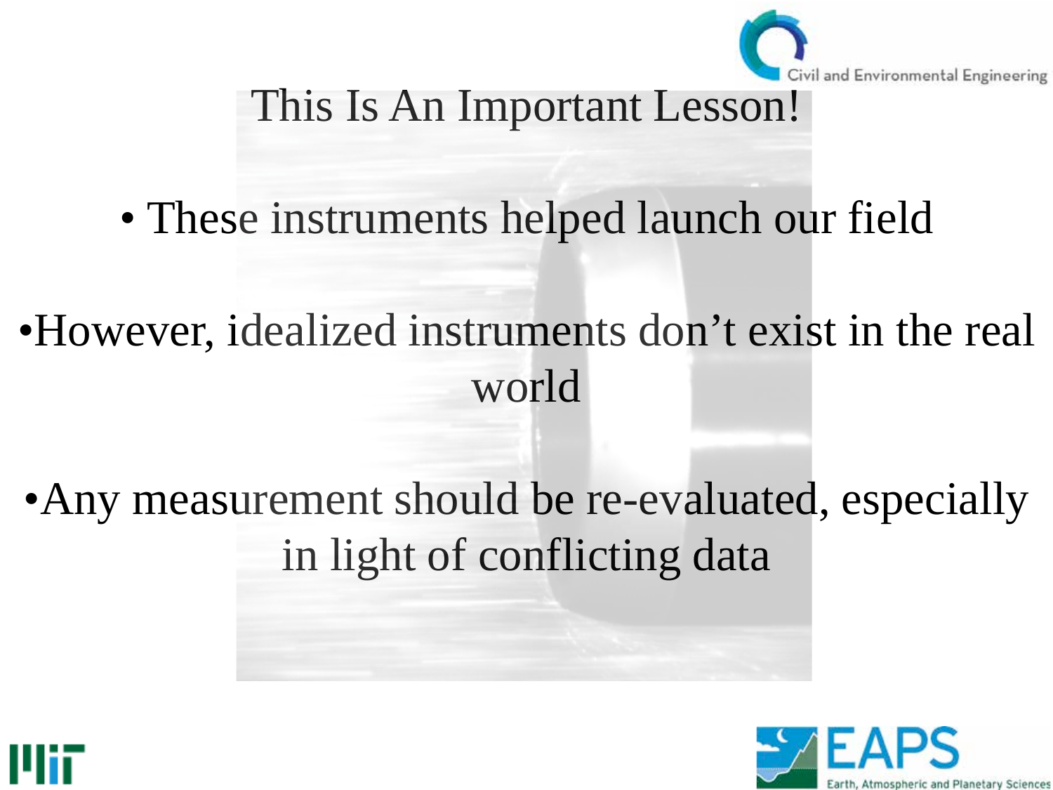# This Is An Important Lesson!

- These instruments helped launch our field
- However, idealized instruments don't exist in the real world
- Any measurement should be re-evaluated, especially in light of conflicting data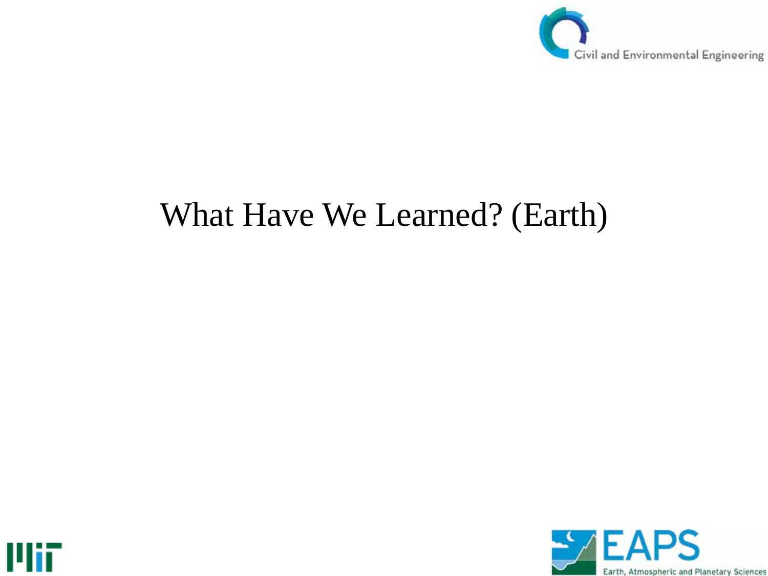# What Have We Learned? (Earth)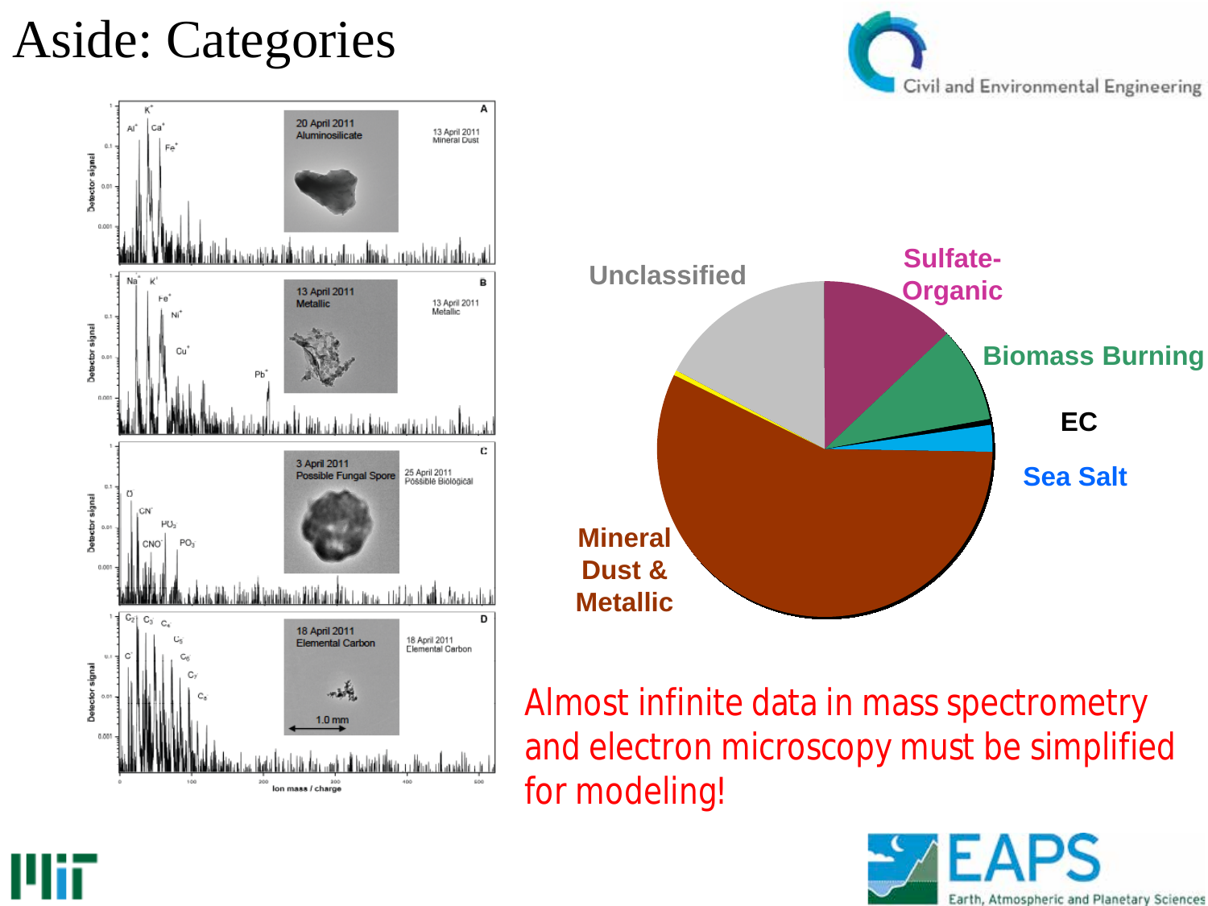# Aside: Categories

Civil and Environmental Engineering

| Panel | Date | Particle type | Comparison | Labeled peaks |
|---|---|---|---|---|
| A | 20 April 2011 | Aluminosilicate | 13 April 2011, Mineral Dust | $Al^+$, $K^+$, $Ca^+$, $Fe^+$ |
| B | 13 April 2011 | Metallic | 13 April 2011, Metallic | $Na^+$, $K^+$, $Fe^+$, $Ni^+$, $Cu^+$, $Pb^+$ |
| C | 3 April 2011 | Possible Fungal Spore | 25 April 2011, Possible Biological | $O^-$, $CN^-$, $CNO^-$, $PO_2^-$, $PO_3^-$ |
| D | 18 April 2011 | Elemental Carbon (1.0 mm scale bar) | 18 April 2011, Elemental Carbon | $C^-$, $C_2^-$, $C_3^-$, $C_4^-$, $C_5^-$, $C_6^-$, $C_7^-$, $C_8^-$ |

Axes: Detector signal (0.001–1) vs. Ion mass / charge (0–500)

Pie chart categories: Unclassified; Sulfate-Organic; Biomass Burning; EC; Sea Salt; Mineral Dust & Metallic

Almost infinite data in mass spectrometry and electron microscopy must be simplified for modeling!

EAPS Earth, Atmospheric and Planetary Sciences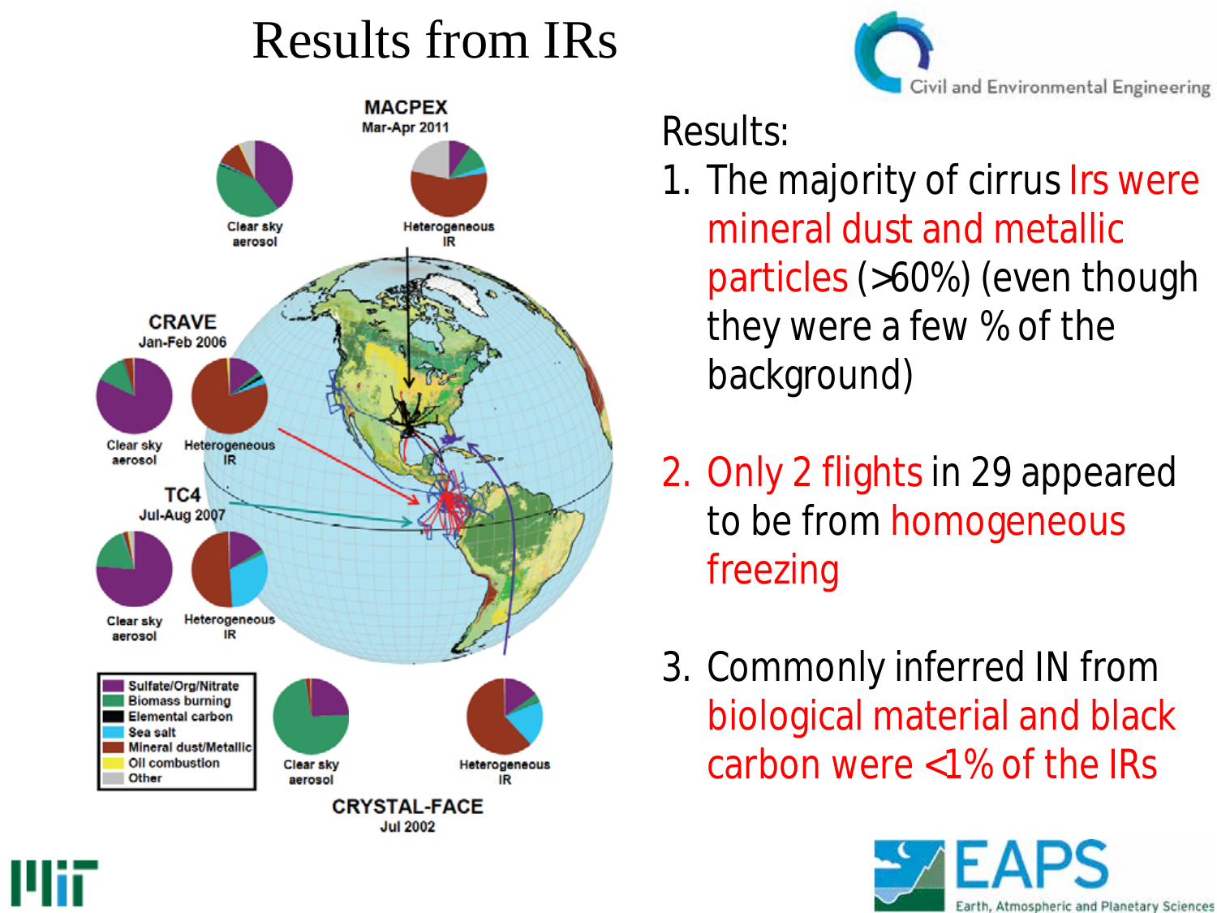# Results from IRs

Results:

1. The majority of cirrus Irs were mineral dust and metallic particles (>60%) (even though they were a few % of the background)

2. Only 2 flights in 29 appeared to be from homogeneous freezing

3. Commonly inferred IN from biological material and black carbon were <1% of the IRs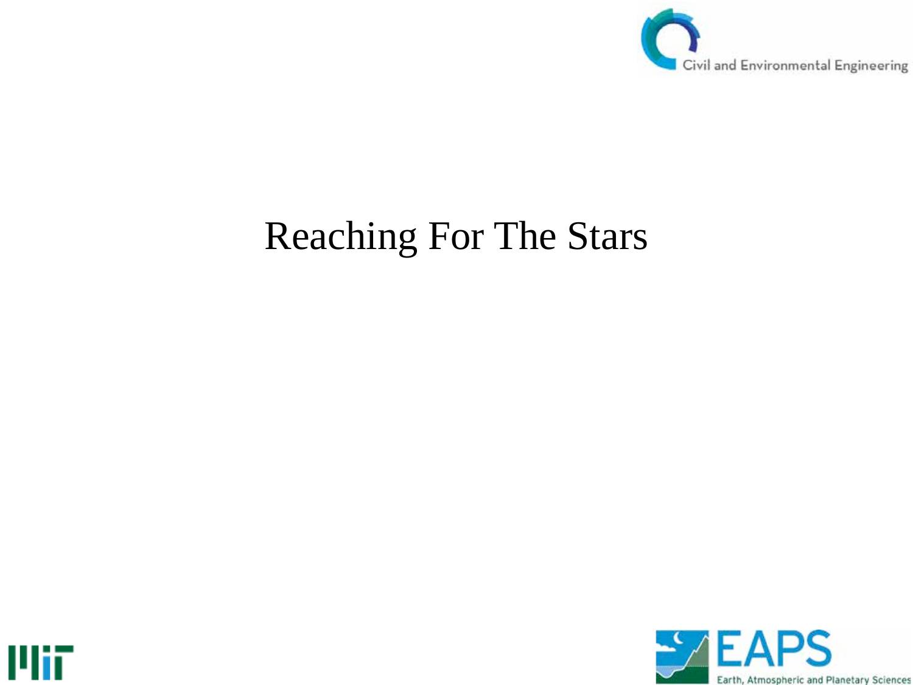# Reaching For The Stars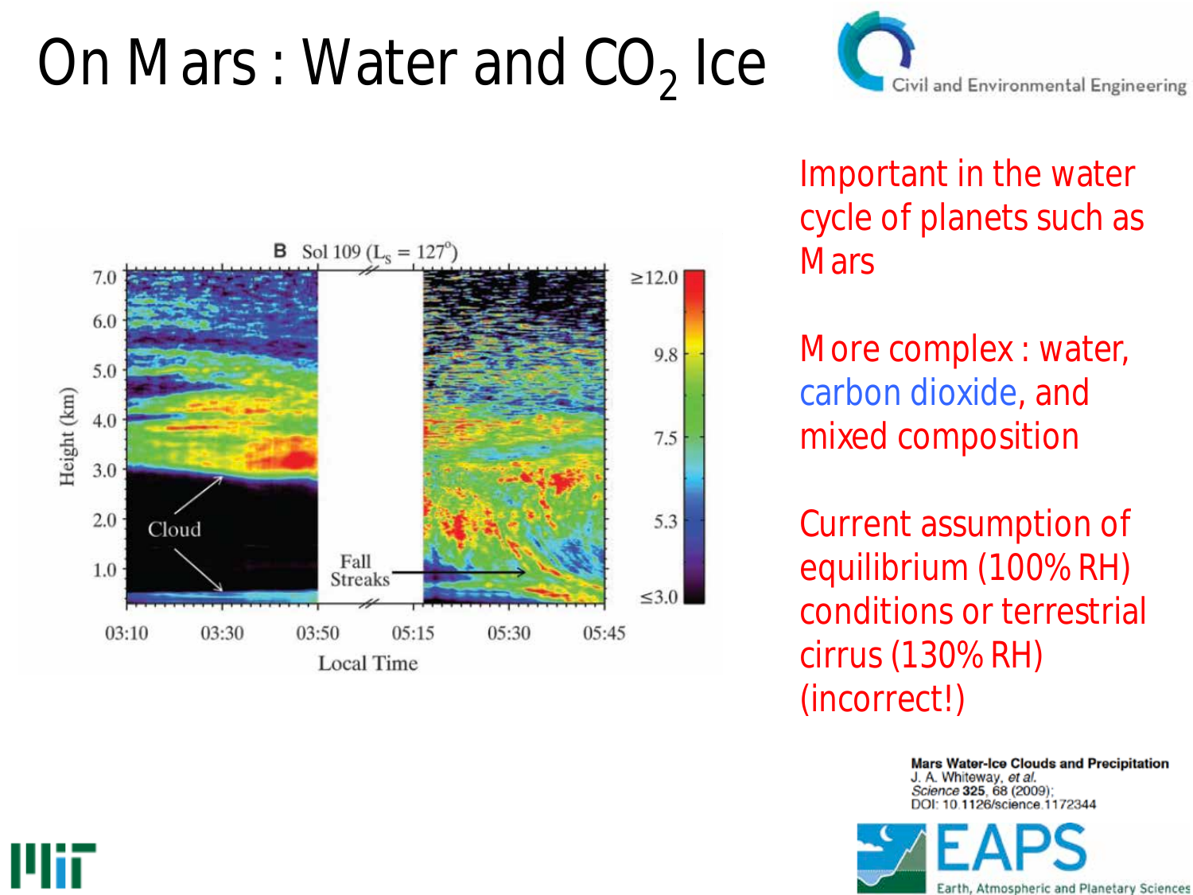# On Mars : Water and $CO_2$ Ice

Important in the water cycle of planets such as Mars

More complex : water, carbon dioxide, and mixed composition

Current assumption of equilibrium (100% RH) conditions or terrestrial cirrus (130% RH) (incorrect!)

**Mars Water-Ice Clouds and Precipitation**
J. A. Whiteway, *et al.*
*Science* **325**, 68 (2009);
DOI: 10.1126/science.1172344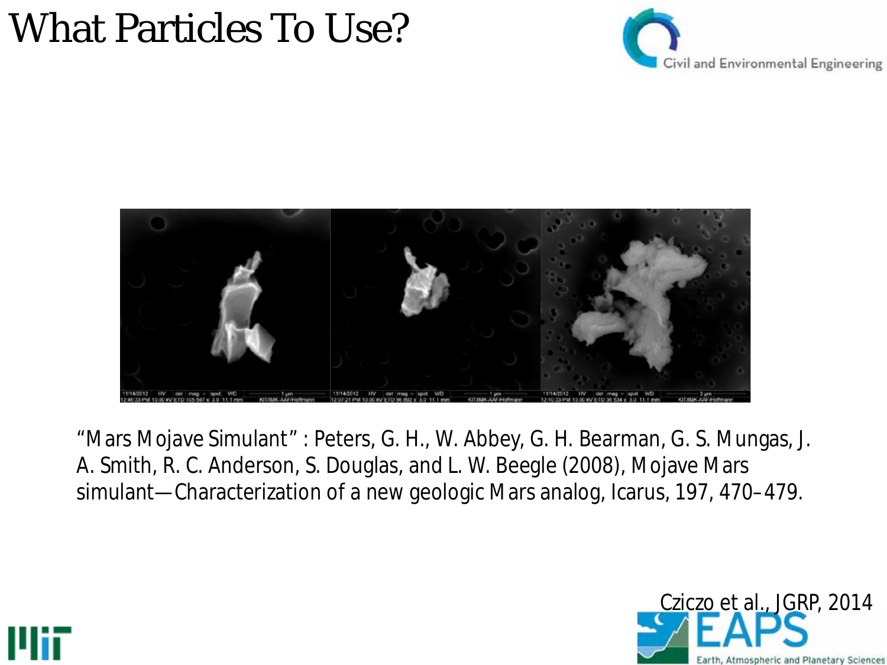# What Particles To Use?

"Mars Mojave Simulant" : Peters, G. H., W. Abbey, G. H. Bearman, G. S. Mungas, J. A. Smith, R. C. Anderson, S. Douglas, and L. W. Beegle (2008), Mojave Mars simulant—Characterization of a new geologic Mars analog, Icarus, 197, 470–479.

Cziczo et al., JGRP, 2014